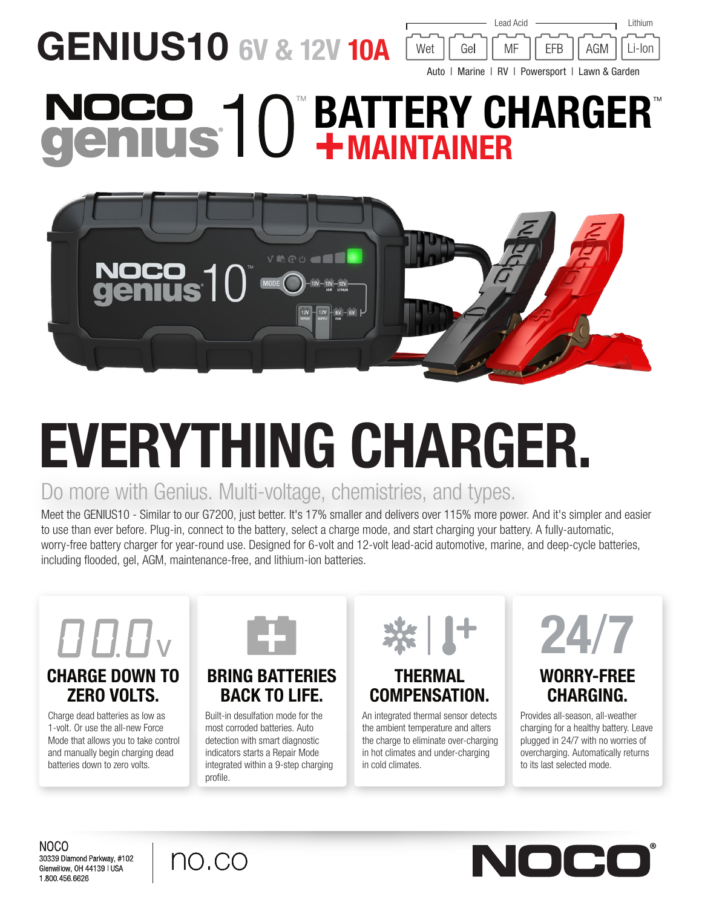# GENIUS10 6V & 12V 10A

Lead Acid: Wet | Gel | MF | EFB | AGM
Lithium: Li-Ion

Auto | Marine | RV | Powersport | Lawn & Garden

## NOCO genius 10™ BATTERY CHARGER™ + MAINTAINER

# EVERYTHING CHARGER.

## Do more with Genius. Multi-voltage, chemistries, and types.

Meet the GENIUS10 - Similar to our G7200, just better. It's 17% smaller and delivers over 115% more power. And it's simpler and easier to use than ever before. Plug-in, connect to the battery, select a charge mode, and start charging your battery. A fully-automatic, worry-free battery charger for year-round use. Designed for 6-volt and 12-volt lead-acid automotive, marine, and deep-cycle batteries, including flooded, gel, AGM, maintenance-free, and lithium-ion batteries.

### CHARGE DOWN TO ZERO VOLTS.

Charge dead batteries as low as 1-volt. Or use the all-new Force Mode that allows you to take control and manually begin charging dead batteries down to zero volts.

### BRING BATTERIES BACK TO LIFE.

Built-in desulfation mode for the most corroded batteries. Auto detection with smart diagnostic indicators starts a Repair Mode integrated within a 9-step charging profile.

### THERMAL COMPENSATION.

An integrated thermal sensor detects the ambient temperature and alters the charge to eliminate over-charging in hot climates and under-charging in cold climates.

### 24/7 WORRY-FREE CHARGING.

Provides all-season, all-weather charging for a healthy battery. Leave plugged in 24/7 with no worries of overcharging. Automatically returns to its last selected mode.

NOCO
30339 Diamond Parkway, #102
Glenwillow, OH 44139 | USA
1.800.456.6626

no.co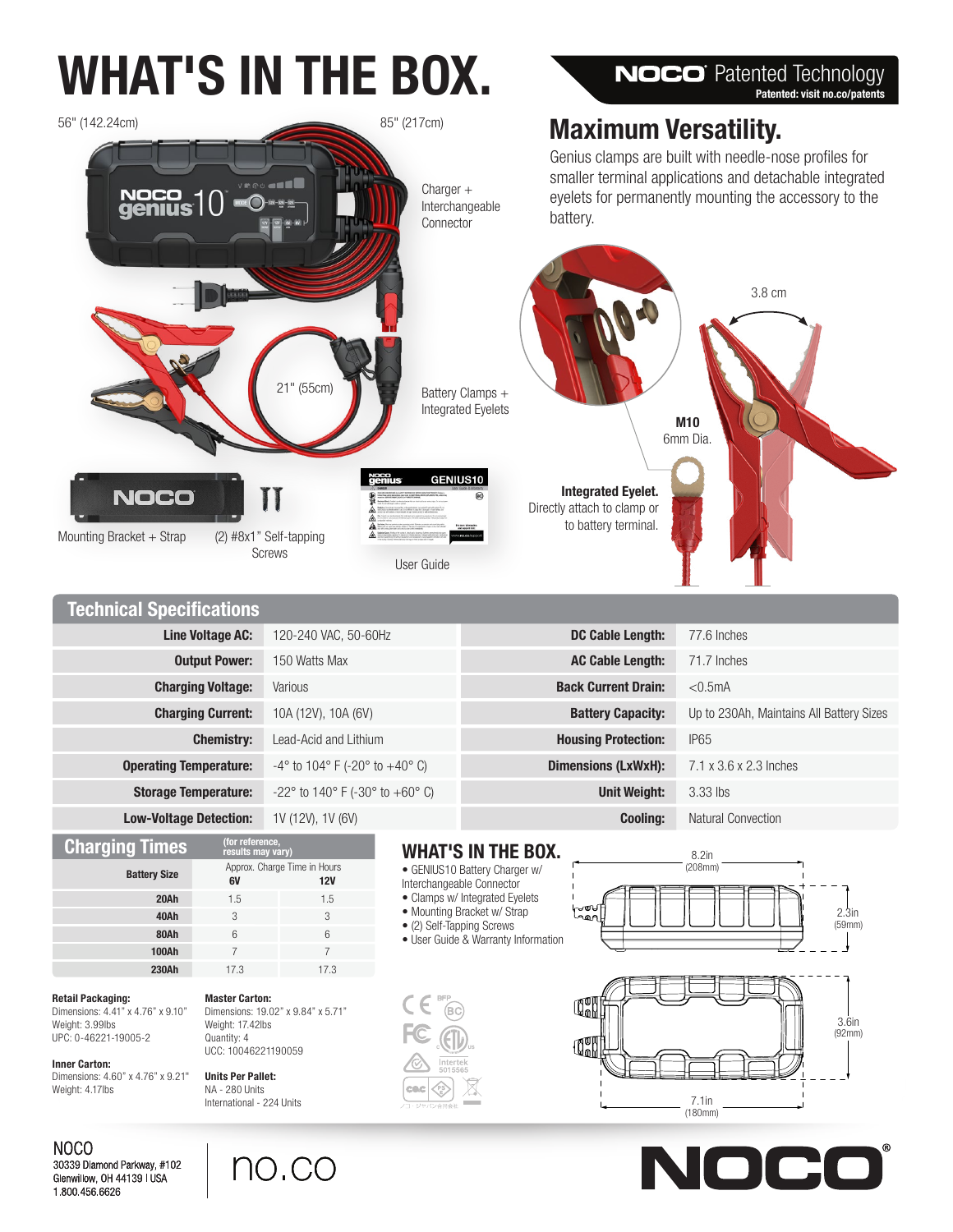# WHAT'S IN THE BOX.

56" (142.24cm)

85" (217cm)

Charger + Interchangeable Connector

21" (55cm)

Battery Clamps + Integrated Eyelets

Mounting Bracket + Strap

(2) #8x1" Self-tapping Screws

User Guide

**NOCO Patented Technology**
Patented: visit no.co/patents

## Maximum Versatility.

Genius clamps are built with needle-nose profiles for smaller terminal applications and detachable integrated eyelets for permanently mounting the accessory to the battery.

3.8 cm

**M10**
6mm Dia.

**Integrated Eyelet.** Directly attach to clamp or to battery terminal.

## Technical Specifications

| | | | |
|---|---|---|---|
| **Line Voltage AC:** | 120-240 VAC, 50-60Hz | **DC Cable Length:** | 77.6 Inches |
| **Output Power:** | 150 Watts Max | **AC Cable Length:** | 71.7 Inches |
| **Charging Voltage:** | Various | **Back Current Drain:** | <0.5mA |
| **Charging Current:** | 10A (12V), 10A (6V) | **Battery Capacity:** | Up to 230Ah, Maintains All Battery Sizes |
| **Chemistry:** | Lead-Acid and Lithium | **Housing Protection:** | IP65 |
| **Operating Temperature:** | -4° to 104° F (-20° to +40° C) | **Dimensions (LxWxH):** | 7.1 x 3.6 x 2.3 Inches |
| **Storage Temperature:** | -22° to 140° F (-30° to +60° C) | **Unit Weight:** | 3.33 lbs |
| **Low-Voltage Detection:** | 1V (12V), 1V (6V) | **Cooling:** | Natural Convection |

## Charging Times (for reference, results may vary)

| Battery Size | Approx. Charge Time in Hours | |
|---|---|---|
| | 6V | 12V |
| 20Ah | 1.5 | 1.5 |
| 40Ah | 3 | 3 |
| 80Ah | 6 | 6 |
| 100Ah | 7 | 7 |
| 230Ah | 17.3 | 17.3 |

## WHAT'S IN THE BOX.

- GENIUS10 Battery Charger w/ Interchangeable Connector
- Clamps w/ Integrated Eyelets
- Mounting Bracket w/ Strap
- (2) Self-Tapping Screws
- User Guide & Warranty Information

8.2in (208mm)

2.3in (59mm)

3.6in (92mm)

7.1in (180mm)

**Retail Packaging:**
Dimensions: 4.41" x 4.76" x 9.10"
Weight: 3.99lbs
UPC: 0-46221-19005-2

**Inner Carton:**
Dimensions: 4.60" x 4.76" x 9.21"
Weight: 4.17lbs

**Master Carton:**
Dimensions: 19.02" x 9.84" x 5.71"
Weight: 17.42lbs
Quantity: 4
UCC: 10046221190059

**Units Per Pallet:**
NA - 280 Units
International - 224 Units

NOCO
30339 Diamond Parkway, #102
Glenwillow, OH 44139 | USA
1.800.456.6626

no.co